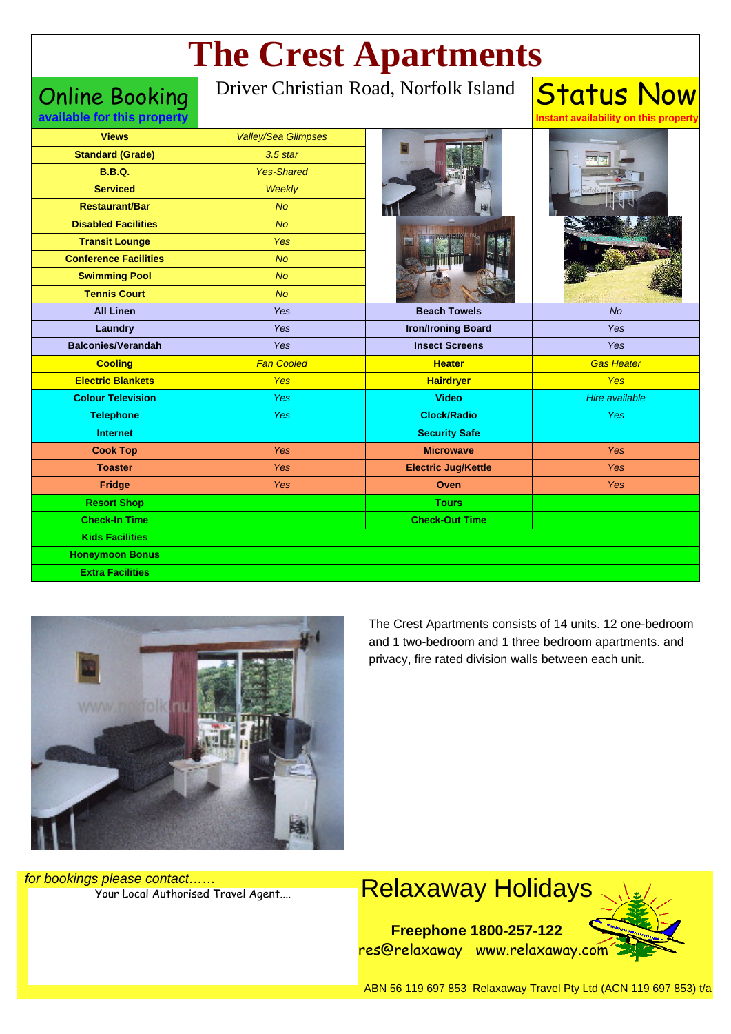# The Crest Apartments

**Online Booking**
**available for this property**

Driver Christian Road, Norfolk Island

**Status Now**
**Instant availability on this property**

| | | | |
|---|---|---|---|
| **Views** | *Valley/Sea Glimpses* | | |
| **Standard (Grade)** | *3.5 star* | | |
| **B.B.Q.** | *Yes-Shared* | | |
| **Serviced** | *Weekly* | | |
| **Restaurant/Bar** | *No* | | |
| **Disabled Facilities** | *No* | | |
| **Transit Lounge** | *Yes* | | |
| **Conference Facilities** | *No* | | |
| **Swimming Pool** | *No* | | |
| **Tennis Court** | *No* | | |
| **All Linen** | *Yes* | **Beach Towels** | *No* |
| **Laundry** | *Yes* | **Iron/Ironing Board** | *Yes* |
| **Balconies/Verandah** | *Yes* | **Insect Screens** | *Yes* |
| **Cooling** | *Fan Cooled* | **Heater** | *Gas Heater* |
| **Electric Blankets** | *Yes* | **Hairdryer** | *Yes* |
| **Colour Television** | *Yes* | **Video** | *Hire available* |
| **Telephone** | *Yes* | **Clock/Radio** | *Yes* |
| **Internet** | | **Security Safe** | |
| **Cook Top** | *Yes* | **Microwave** | *Yes* |
| **Toaster** | *Yes* | **Electric Jug/Kettle** | *Yes* |
| **Fridge** | *Yes* | **Oven** | *Yes* |
| **Resort Shop** | | **Tours** | |
| **Check-In Time** | | **Check-Out Time** | |
| **Kids Facilities** | | | |
| **Honeymoon Bonus** | | | |
| **Extra Facilities** | | | |

The Crest Apartments consists of 14 units. 12 one-bedroom and 1 two-bedroom and 1 three bedroom apartments. and privacy, fire rated division walls between each unit.

*for bookings please contact……*
Your Local Authorised Travel Agent....

## Relaxaway Holidays

**Freephone 1800-257-122**
res@relaxaway www.relaxaway.com

ABN 56 119 697 853 Relaxaway Travel Pty Ltd (ACN 119 697 853) t/a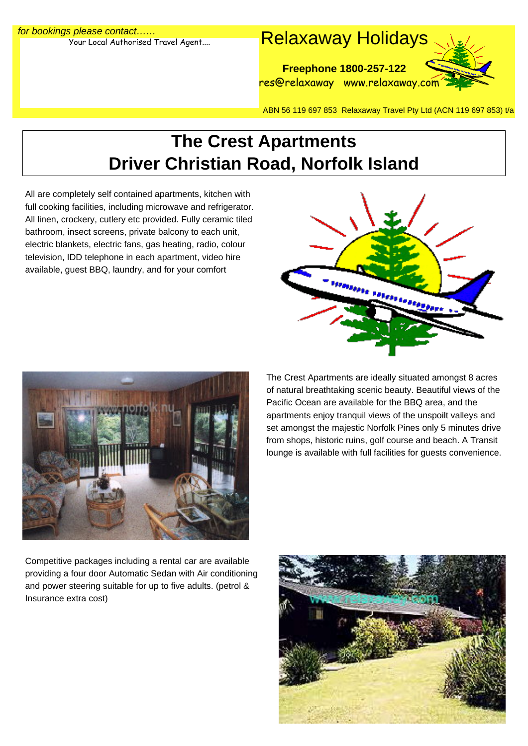*for bookings please contact……*

Your Local Authorised Travel Agent….

Relaxaway Holidays

**Freephone 1800-257-122**

res@relaxaway www.relaxaway.com

ABN 56 119 697 853 Relaxaway Travel Pty Ltd (ACN 119 697 853) t/a

# The Crest Apartments
# Driver Christian Road, Norfolk Island

All are completely self contained apartments, kitchen with full cooking facilities, including microwave and refrigerator. All linen, crockery, cutlery etc provided. Fully ceramic tiled bathroom, insect screens, private balcony to each unit, electric blankets, electric fans, gas heating, radio, colour television, IDD telephone in each apartment, video hire available, guest BBQ, laundry, and for your comfort

The Crest Apartments are ideally situated amongst 8 acres of natural breathtaking scenic beauty. Beautiful views of the Pacific Ocean are available for the BBQ area, and the apartments enjoy tranquil views of the unspoilt valleys and set amongst the majestic Norfolk Pines only 5 minutes drive from shops, historic ruins, golf course and beach. A Transit lounge is available with full facilities for guests convenience.

Competitive packages including a rental car are available providing a four door Automatic Sedan with Air conditioning and power steering suitable for up to five adults. (petrol & Insurance extra cost)